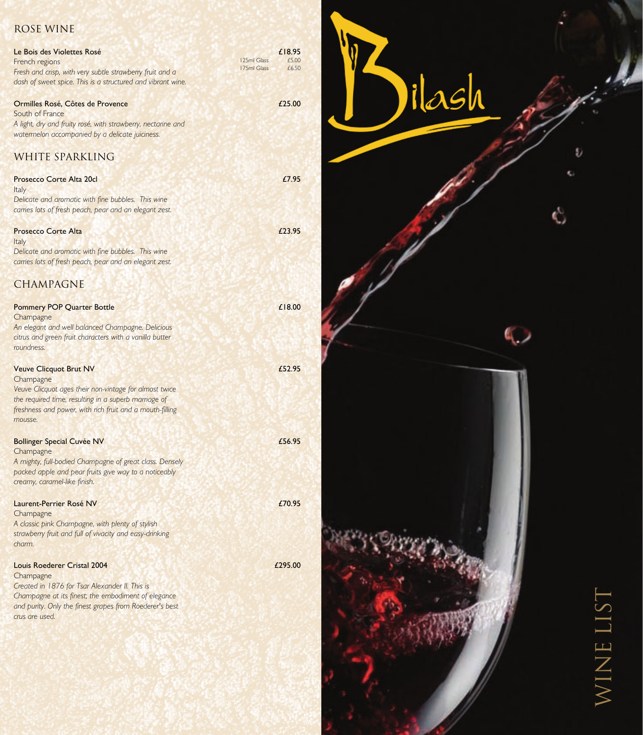## ROSE WINE

**Le Bois des Violettes Rosé** — £18.95
125ml Glass £5.00
175ml Glass £6.50
French regions
*Fresh and crisp, with very subtle strawberry fruit and a dash of sweet spice. This is a structured and vibrant wine.*

**Ormilles Rosé, Côtes de Provence** — £25.00
South of France
*A light, dry and fruity rosé, with strawberry, nectarine and watermelon accompanied by a delicate juiciness.*

## WHITE SPARKLING

**Prosecco Corte Alta 20cl** — £7.95
Italy
*Delicate and aromatic with fine bubbles. This wine carries lots of fresh peach, pear and an elegant zest.*

**Prosecco Corte Alta** — £23.95
Italy
*Delicate and aromatic with fine bubbles. This wine carries lots of fresh peach, pear and an elegant zest.*

## CHAMPAGNE

**Pommery POP Quarter Bottle** — £18.00
Champagne
*An elegant and well balanced Champagne. Delicious citrus and green fruit characters with a vanilla butter roundness.*

**Veuve Clicquot Brut NV** — £52.95
Champagne
*Veuve Clicquot ages their non-vintage for almost twice the required time, resulting in a superb marriage of freshness and power, with rich fruit and a mouth-filling mousse.*

**Bollinger Special Cuvée NV** — £56.95
Champagne
*A mighty, full-bodied Champagne of great class. Densely packed apple and pear fruits give way to a noticeably creamy, caramel-like finish.*

**Laurent-Perrier Rosé NV** — £70.95
Champagne
*A classic pink Champagne, with plenty of stylish strawberry fruit and full of vivacity and easy-drinking charm.*

**Louis Roederer Cristal 2004** — £295.00
Champagne
*Created in 1876 for Tsar Alexander II. This is Champagne at its finest; the embodiment of elegance and purity. Only the finest grapes from Roederer's best crus are used.*

# Bilash

WINE LIST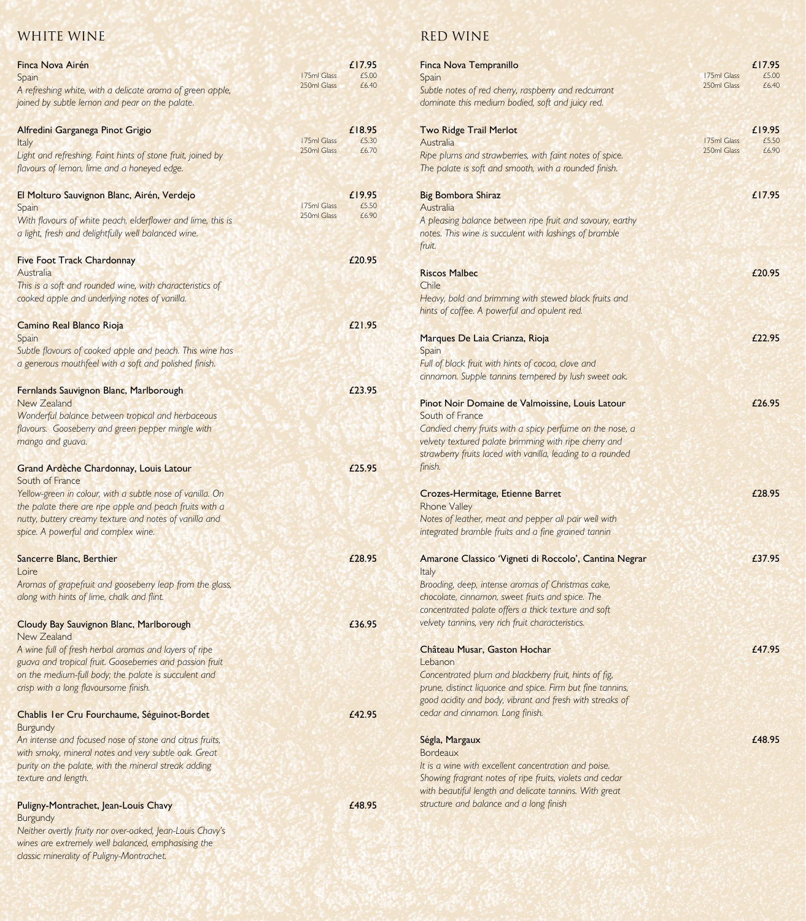## WHITE WINE

**Finca Nova Airén** — £17.95
Spain
175ml Glass £5.00
250ml Glass £6.40
*A refreshing white, with a delicate aroma of green apple, joined by subtle lemon and pear on the palate.*

**Alfredini Garganega Pinot Grigio** — £18.95
Italy
175ml Glass £5.30
250ml Glass £6.70
*Light and refreshing. Faint hints of stone fruit, joined by flavours of lemon, lime and a honeyed edge.*

**El Molturo Sauvignon Blanc, Airén, Verdejo** — £19.95
Spain
175ml Glass £5.50
250ml Glass £6.90
*With flavours of white peach, elderflower and lime, this is a light, fresh and delightfully well balanced wine.*

**Five Foot Track Chardonnay** — £20.95
Australia
*This is a soft and rounded wine, with characteristics of cooked apple and underlying notes of vanilla.*

**Camino Real Blanco Rioja** — £21.95
Spain
*Subtle flavours of cooked apple and peach. This wine has a generous mouthfeel with a soft and polished finish.*

**Fernlands Sauvignon Blanc, Marlborough** — £23.95
New Zealand
*Wonderful balance between tropical and herbaceous flavours. Gooseberry and green pepper mingle with mango and guava.*

**Grand Ardèche Chardonnay, Louis Latour** — £25.95
South of France
*Yellow-green in colour, with a subtle nose of vanilla. On the palate there are ripe apple and peach fruits with a nutty, buttery creamy texture and notes of vanilla and spice. A powerful and complex wine.*

**Sancerre Blanc, Berthier** — £28.95
Loire
*Aromas of grapefruit and gooseberry leap from the glass, along with hints of lime, chalk and flint.*

**Cloudy Bay Sauvignon Blanc, Marlborough** — £36.95
New Zealand
*A wine full of fresh herbal aromas and layers of ripe guava and tropical fruit. Gooseberries and passion fruit on the medium-full body; the palate is succulent and crisp with a long flavoursome finish.*

**Chablis 1er Cru Fourchaume, Séguinot-Bordet** — £42.95
Burgundy
*An intense and focused nose of stone and citrus fruits, with smoky, mineral notes and very subtle oak. Great purity on the palate, with the mineral streak adding texture and length.*

**Puligny-Montrachet, Jean-Louis Chavy** — £48.95
Burgundy
*Neither overtly fruity nor over-oaked, Jean-Louis Chavy's wines are extremely well balanced, emphasising the classic minerality of Puligny-Montrachet.*

## RED WINE

**Finca Nova Tempranillo** — £17.95
Spain
175ml Glass £5.00
250ml Glass £6.40
*Subtle notes of red cherry, raspberry and redcurrant dominate this medium bodied, soft and juicy red.*

**Two Ridge Trail Merlot** — £19.95
Australia
175ml Glass £5.50
250ml Glass £6.90
*Ripe plums and strawberries, with faint notes of spice. The palate is soft and smooth, with a rounded finish.*

**Big Bombora Shiraz** — £17.95
Australia
*A pleasing balance between ripe fruit and savoury, earthy notes. This wine is succulent with lashings of bramble fruit.*

**Riscos Malbec** — £20.95
Chile
*Heavy, bold and brimming with stewed black fruits and hints of coffee. A powerful and opulent red.*

**Marques De Laia Crianza, Rioja** — £22.95
Spain
*Full of black fruit with hints of cocoa, clove and cinnamon. Supple tannins tempered by lush sweet oak.*

**Pinot Noir Domaine de Valmoissine, Louis Latour** — £26.95
South of France
*Candied cherry fruits with a spicy perfume on the nose, a velvety textured palate brimming with ripe cherry and strawberry fruits laced with vanilla, leading to a rounded finish.*

**Crozes-Hermitage, Etienne Barret** — £28.95
Rhone Valley
*Notes of leather, meat and pepper all pair well with integrated bramble fruits and a fine grained tannin*

**Amarone Classico 'Vigneti di Roccolo', Cantina Negrar** — £37.95
Italy
*Brooding, deep, intense aromas of Christmas cake, chocolate, cinnamon, sweet fruits and spice. The concentrated palate offers a thick texture and soft velvety tannins, very rich fruit characteristics.*

**Château Musar, Gaston Hochar** — £47.95
Lebanon
*Concentrated plum and blackberry fruit, hints of fig, prune, distinct liquorice and spice. Firm but fine tannins, good acidity and body, vibrant and fresh with streaks of cedar and cinnamon. Long finish.*

**Ségla, Margaux** — £48.95
Bordeaux
*It is a wine with excellent concentration and poise. Showing fragrant notes of ripe fruits, violets and cedar with beautiful length and delicate tannins. With great structure and balance and a long finish*